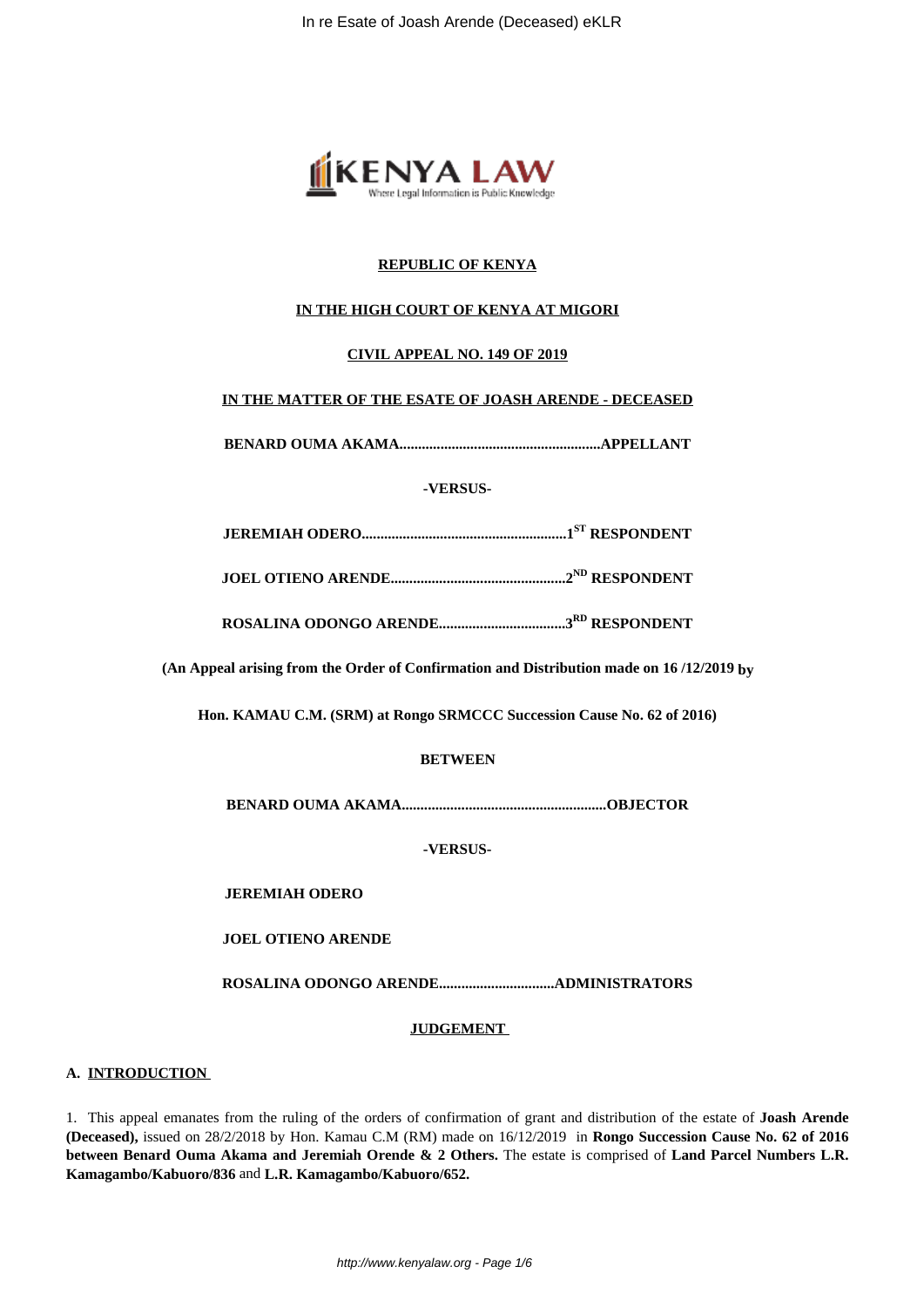**REPUBLIC OF KENYA**

**IN THE HIGH COURT OF KENYA AT MIGORI**

**CIVIL APPEAL NO. 149 OF 2019**

**IN THE MATTER OF THE ESATE OF JOASH ARENDE - DECEASED**

**BENARD OUMA AKAMA.....................................................APPELLANT**

**-VERSUS-**

**JEREMIAH ODERO......................................................1ST RESPONDENT**

**JOEL OTIENO ARENDE..............................................2ND RESPONDENT**

**ROSALINA ODONGO ARENDE.................................3RD RESPONDENT**

**(An Appeal arising from the Order of Confirmation and Distribution made on 16 /12/2019 by**

**Hon. KAMAU C.M. (SRM) at Rongo SRMCCC Succession Cause No. 62 of 2016)**

**BETWEEN**

**BENARD OUMA AKAMA......................................................OBJECTOR**

**-VERSUS-**

**JEREMIAH ODERO**

**JOEL OTIENO ARENDE**

**ROSALINA ODONGO ARENDE..............................ADMINISTRATORS**

**JUDGEMENT**

**A. INTRODUCTION**

1. This appeal emanates from the ruling of the orders of confirmation of grant and distribution of the estate of **Joash Arende (Deceased),** issued on 28/2/2018 by Hon. Kamau C.M (RM) made on 16/12/2019 in **Rongo Succession Cause No. 62 of 2016 between Benard Ouma Akama and Jeremiah Orende & 2 Others.** The estate is comprised of **Land Parcel Numbers L.R. Kamagambo/Kabuoro/836** and **L.R. Kamagambo/Kabuoro/652.**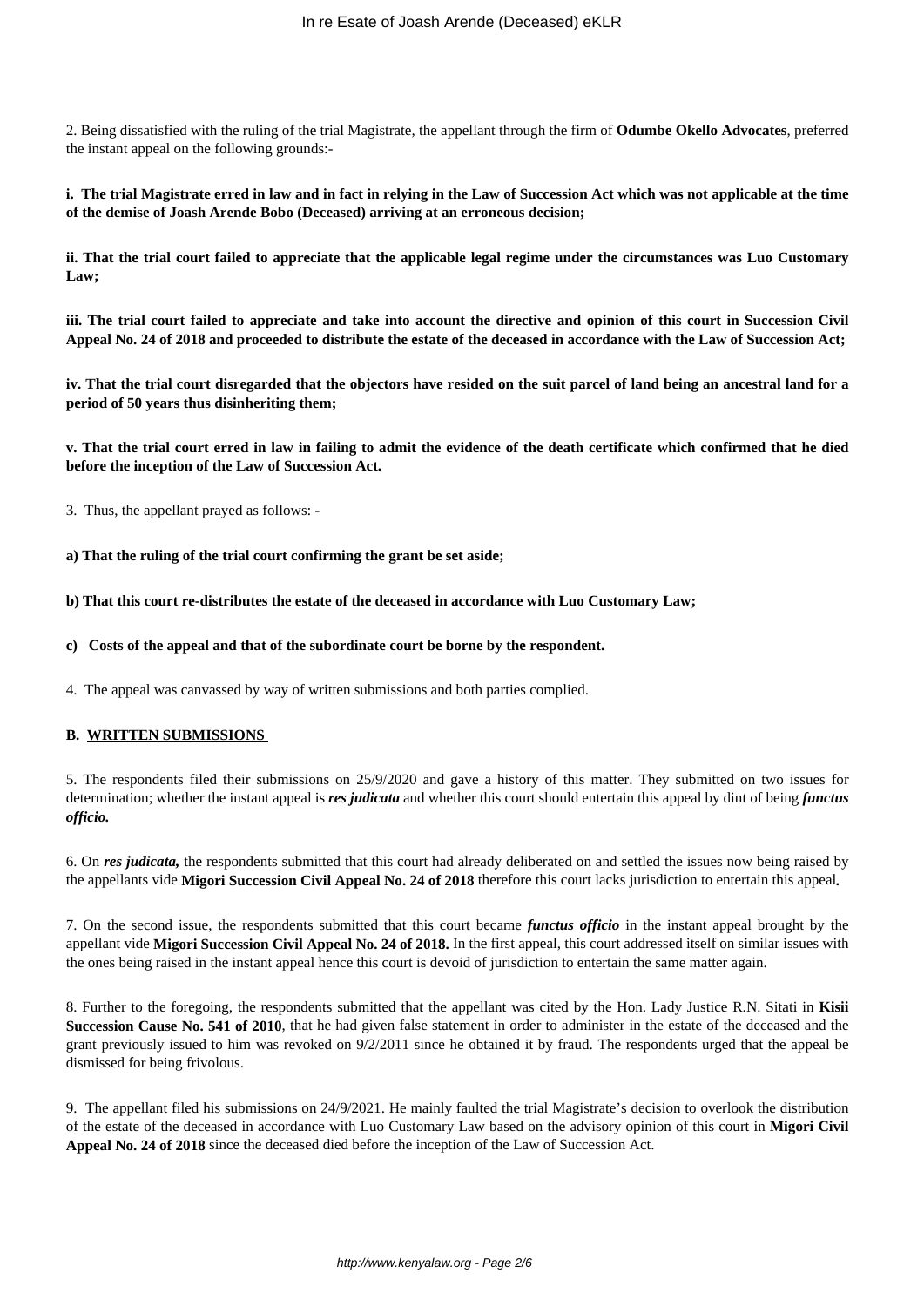2. Being dissatisfied with the ruling of the trial Magistrate, the appellant through the firm of **Odumbe Okello Advocates**, preferred the instant appeal on the following grounds:-

**i. The trial Magistrate erred in law and in fact in relying in the Law of Succession Act which was not applicable at the time of the demise of Joash Arende Bobo (Deceased) arriving at an erroneous decision;**

**ii. That the trial court failed to appreciate that the applicable legal regime under the circumstances was Luo Customary Law;**

**iii. The trial court failed to appreciate and take into account the directive and opinion of this court in Succession Civil Appeal No. 24 of 2018 and proceeded to distribute the estate of the deceased in accordance with the Law of Succession Act;**

**iv. That the trial court disregarded that the objectors have resided on the suit parcel of land being an ancestral land for a period of 50 years thus disinheriting them;**

**v. That the trial court erred in law in failing to admit the evidence of the death certificate which confirmed that he died before the inception of the Law of Succession Act.**

3. Thus, the appellant prayed as follows: -

**a) That the ruling of the trial court confirming the grant be set aside;**

**b) That this court re-distributes the estate of the deceased in accordance with Luo Customary Law;**

**c) Costs of the appeal and that of the subordinate court be borne by the respondent.**

4. The appeal was canvassed by way of written submissions and both parties complied.

**B. WRITTEN SUBMISSIONS**

5. The respondents filed their submissions on 25/9/2020 and gave a history of this matter. They submitted on two issues for determination; whether the instant appeal is ***res judicata*** and whether this court should entertain this appeal by dint of being ***functus officio.***

6. On ***res judicata,*** the respondents submitted that this court had already deliberated on and settled the issues now being raised by the appellants vide **Migori Succession Civil Appeal No. 24 of 2018** therefore this court lacks jurisdiction to entertain this appeal**.**

7. On the second issue, the respondents submitted that this court became ***functus officio*** in the instant appeal brought by the appellant vide **Migori Succession Civil Appeal No. 24 of 2018.** In the first appeal, this court addressed itself on similar issues with the ones being raised in the instant appeal hence this court is devoid of jurisdiction to entertain the same matter again.

8. Further to the foregoing, the respondents submitted that the appellant was cited by the Hon. Lady Justice R.N. Sitati in **Kisii Succession Cause No. 541 of 2010**, that he had given false statement in order to administer in the estate of the deceased and the grant previously issued to him was revoked on 9/2/2011 since he obtained it by fraud. The respondents urged that the appeal be dismissed for being frivolous.

9. The appellant filed his submissions on 24/9/2021. He mainly faulted the trial Magistrate's decision to overlook the distribution of the estate of the deceased in accordance with Luo Customary Law based on the advisory opinion of this court in **Migori Civil Appeal No. 24 of 2018** since the deceased died before the inception of the Law of Succession Act.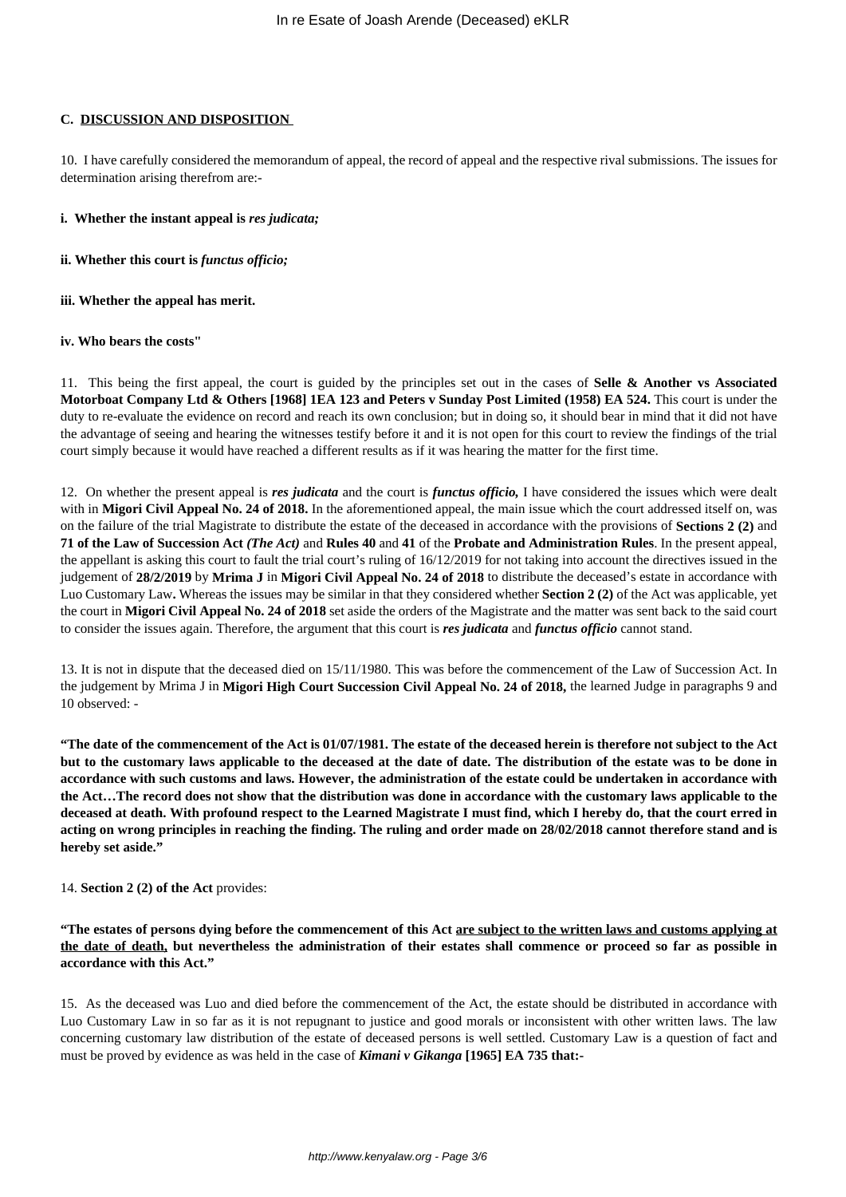### C. **DISCUSSION AND DISPOSITION**

10. I have carefully considered the memorandum of appeal, the record of appeal and the respective rival submissions. The issues for determination arising therefrom are:-

**i. Whether the instant appeal is *res judicata;***

**ii. Whether this court is *functus officio;***

**iii. Whether the appeal has merit.**

**iv. Who bears the costs"**

11. This being the first appeal, the court is guided by the principles set out in the cases of **Selle & Another vs Associated Motorboat Company Ltd & Others [1968] 1EA 123 and Peters v Sunday Post Limited (1958) EA 524.** This court is under the duty to re-evaluate the evidence on record and reach its own conclusion; but in doing so, it should bear in mind that it did not have the advantage of seeing and hearing the witnesses testify before it and it is not open for this court to review the findings of the trial court simply because it would have reached a different results as if it was hearing the matter for the first time.

12. On whether the present appeal is ***res judicata*** and the court is ***functus officio,*** I have considered the issues which were dealt with in **Migori Civil Appeal No. 24 of 2018.** In the aforementioned appeal, the main issue which the court addressed itself on, was on the failure of the trial Magistrate to distribute the estate of the deceased in accordance with the provisions of **Sections 2 (2)** and **71 of the Law of Succession Act *(The Act)*** and **Rules 40** and **41** of the **Probate and Administration Rules**. In the present appeal, the appellant is asking this court to fault the trial court's ruling of 16/12/2019 for not taking into account the directives issued in the judgement of **28/2/2019** by **Mrima J** in **Migori Civil Appeal No. 24 of 2018** to distribute the deceased's estate in accordance with Luo Customary Law**.** Whereas the issues may be similar in that they considered whether **Section 2 (2)** of the Act was applicable, yet the court in **Migori Civil Appeal No. 24 of 2018** set aside the orders of the Magistrate and the matter was sent back to the said court to consider the issues again. Therefore, the argument that this court is ***res judicata*** and ***functus officio*** cannot stand.

13. It is not in dispute that the deceased died on 15/11/1980. This was before the commencement of the Law of Succession Act. In the judgement by Mrima J in **Migori High Court Succession Civil Appeal No. 24 of 2018,** the learned Judge in paragraphs 9 and 10 observed: -

**"The date of the commencement of the Act is 01/07/1981. The estate of the deceased herein is therefore not subject to the Act but to the customary laws applicable to the deceased at the date of date. The distribution of the estate was to be done in accordance with such customs and laws. However, the administration of the estate could be undertaken in accordance with the Act…The record does not show that the distribution was done in accordance with the customary laws applicable to the deceased at death. With profound respect to the Learned Magistrate I must find, which I hereby do, that the court erred in acting on wrong principles in reaching the finding. The ruling and order made on 28/02/2018 cannot therefore stand and is hereby set aside."**

14. **Section 2 (2) of the Act** provides:

**"The estates of persons dying before the commencement of this Act <u>are subject to the written laws and customs applying at the date of death,</u> but nevertheless the administration of their estates shall commence or proceed so far as possible in accordance with this Act."**

15. As the deceased was Luo and died before the commencement of the Act, the estate should be distributed in accordance with Luo Customary Law in so far as it is not repugnant to justice and good morals or inconsistent with other written laws. The law concerning customary law distribution of the estate of deceased persons is well settled. Customary Law is a question of fact and must be proved by evidence as was held in the case of ***Kimani v Gikanga* [1965] EA 735 that:-**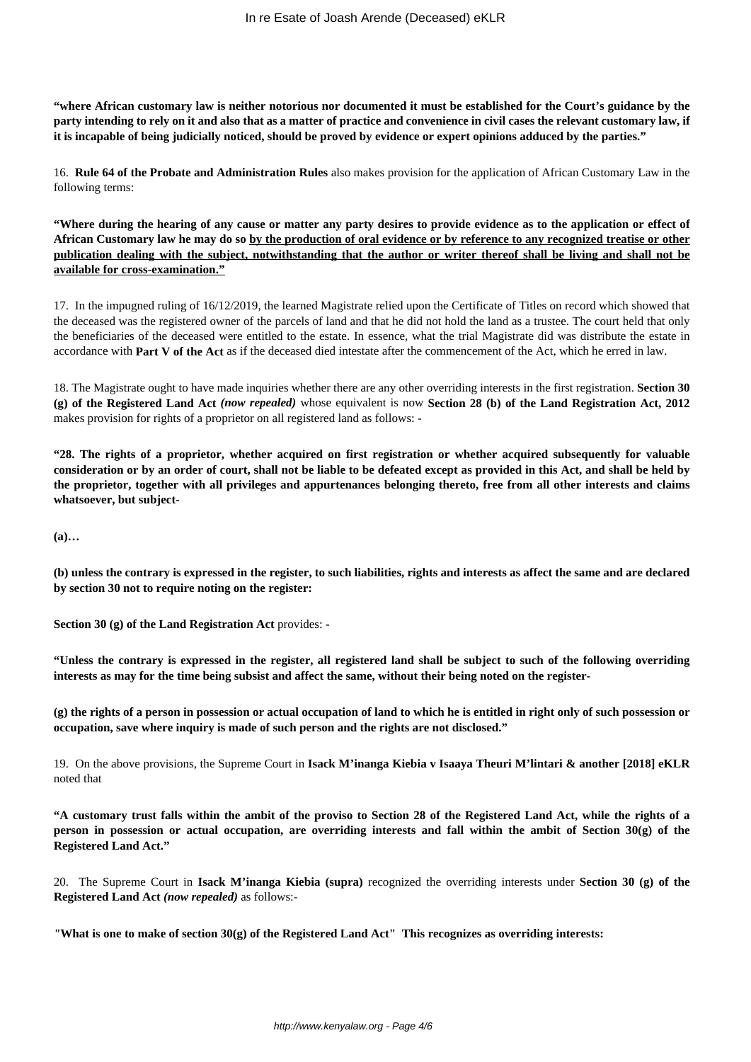**"where African customary law is neither notorious nor documented it must be established for the Court's guidance by the party intending to rely on it and also that as a matter of practice and convenience in civil cases the relevant customary law, if it is incapable of being judicially noticed, should be proved by evidence or expert opinions adduced by the parties."**

16. **Rule 64 of the Probate and Administration Rules** also makes provision for the application of African Customary Law in the following terms:

**"Where during the hearing of any cause or matter any party desires to provide evidence as to the application or effect of African Customary law he may do so <u>by the production of oral evidence or by reference to any recognized treatise or other publication dealing with the subject, notwithstanding that the author or writer thereof shall be living and shall not be available for cross-examination."</u>**

17. In the impugned ruling of 16/12/2019, the learned Magistrate relied upon the Certificate of Titles on record which showed that the deceased was the registered owner of the parcels of land and that he did not hold the land as a trustee. The court held that only the beneficiaries of the deceased were entitled to the estate. In essence, what the trial Magistrate did was distribute the estate in accordance with **Part V of the Act** as if the deceased died intestate after the commencement of the Act, which he erred in law.

18. The Magistrate ought to have made inquiries whether there are any other overriding interests in the first registration. **Section 30 (g) of the Registered Land Act** ***(now repealed)*** whose equivalent is now **Section 28 (b) of the Land Registration Act, 2012** makes provision for rights of a proprietor on all registered land as follows: -

**"28. The rights of a proprietor, whether acquired on first registration or whether acquired subsequently for valuable consideration or by an order of court, shall not be liable to be defeated except as provided in this Act, and shall be held by the proprietor, together with all privileges and appurtenances belonging thereto, free from all other interests and claims whatsoever, but subject-**

**(a)…**

**(b) unless the contrary is expressed in the register, to such liabilities, rights and interests as affect the same and are declared by section 30 not to require noting on the register:**

**Section 30 (g) of the Land Registration Act** provides: -

**"Unless the contrary is expressed in the register, all registered land shall be subject to such of the following overriding interests as may for the time being subsist and affect the same, without their being noted on the register-**

**(g) the rights of a person in possession or actual occupation of land to which he is entitled in right only of such possession or occupation, save where inquiry is made of such person and the rights are not disclosed."**

19. On the above provisions, the Supreme Court in **Isack M'inanga Kiebia v Isaaya Theuri M'lintari & another [2018] eKLR** noted that

**"A customary trust falls within the ambit of the proviso to Section 28 of the Registered Land Act, while the rights of a person in possession or actual occupation, are overriding interests and fall within the ambit of Section 30(g) of the Registered Land Act."**

20. The Supreme Court in **Isack M'inanga Kiebia (supra)** recognized the overriding interests under **Section 30 (g) of the Registered Land Act** ***(now repealed)*** as follows:-

*"***What is one to make of section 30(g) of the Registered Land Act" This recognizes as overriding interests:**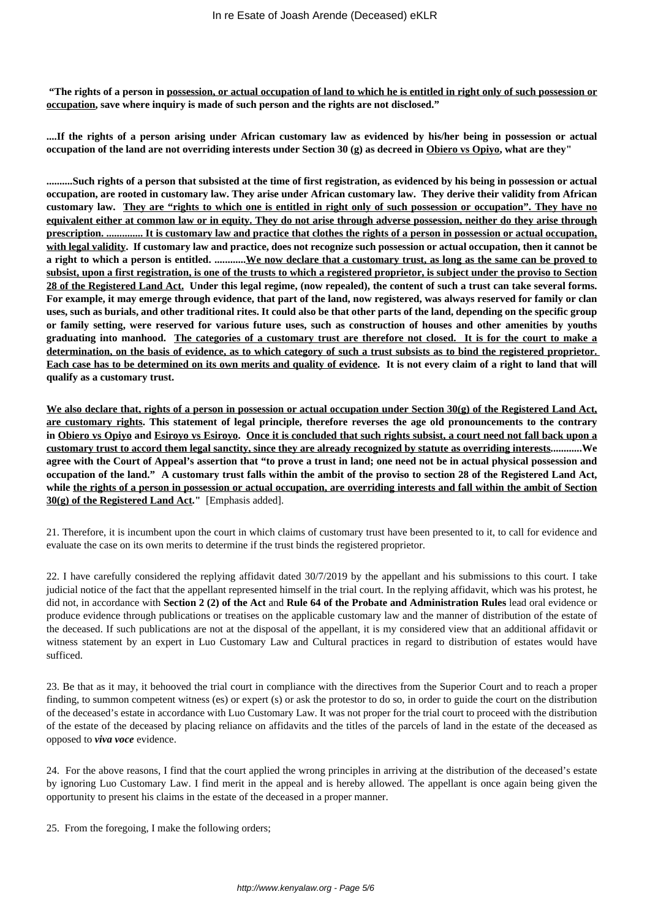**"The rights of a person in <u>possession, or actual occupation of land to which he is entitled in right only of such possession or occupation</u>, save where inquiry is made of such person and the rights are not disclosed."**

**....If the rights of a person arising under African customary law as evidenced by his/her being in possession or actual occupation of the land are not overriding interests under Section 30 (g) as decreed in <u>Obiero vs Opiyo</u>, what are they"**

**..........Such rights of a person that subsisted at the time of first registration, as evidenced by his being in possession or actual occupation, are rooted in customary law. They arise under African customary law. They derive their validity from African customary law. <u>They are "rights to which one is entitled in right only of such possession or occupation". They have no equivalent either at common law or in equity. They do not arise through adverse possession, neither do they arise through prescription. .............. It is customary law and practice that clothes the rights of a person in possession or actual occupation, with legal validity</u>. If customary law and practice, does not recognize such possession or actual occupation, then it cannot be a right to which a person is entitled. ............<u>We now declare that a customary trust, as long as the same can be proved to subsist, upon a first registration, is one of the trusts to which a registered proprietor, is subject under the proviso to Section 28 of the Registered Land Act.</u> Under this legal regime, (now repealed), the content of such a trust can take several forms. For example, it may emerge through evidence, that part of the land, now registered, was always reserved for family or clan uses, such as burials, and other traditional rites. It could also be that other parts of the land, depending on the specific group or family setting, were reserved for various future uses, such as construction of houses and other amenities by youths graduating into manhood. <u>The categories of a customary trust are therefore not closed. It is for the court to make a determination, on the basis of evidence, as to which category of such a trust subsists as to bind the registered proprietor. Each case has to be determined on its own merits and quality of evidence</u>. It is not every claim of a right to land that will qualify as a customary trust.**

**<u>We also declare that, rights of a person in possession or actual occupation under Section 30(g) of the Registered Land Act, are customary rights</u>. This statement of legal principle, therefore reverses the age old pronouncements to the contrary in <u>Obiero vs Opiyo</u> and <u>Esiroyo vs Esiroyo</u>. <u>Once it is concluded that such rights subsist, a court need not fall back upon a customary trust to accord them legal sanctity, since they are already recognized by statute as overriding interests</u>............We agree with the Court of Appeal's assertion that "to prove a trust in land; one need not be in actual physical possession and occupation of the land." A customary trust falls within the ambit of the proviso to section 28 of the Registered Land Act, while <u>the rights of a person in possession or actual occupation, are overriding interests and fall within the ambit of Section 30(g) of the Registered Land Act</u>."** [Emphasis added].

21. Therefore, it is incumbent upon the court in which claims of customary trust have been presented to it, to call for evidence and evaluate the case on its own merits to determine if the trust binds the registered proprietor.

22. I have carefully considered the replying affidavit dated 30/7/2019 by the appellant and his submissions to this court. I take judicial notice of the fact that the appellant represented himself in the trial court. In the replying affidavit, which was his protest, he did not, in accordance with **Section 2 (2) of the Act** and **Rule 64 of the Probate and Administration Rules** lead oral evidence or produce evidence through publications or treatises on the applicable customary law and the manner of distribution of the estate of the deceased. If such publications are not at the disposal of the appellant, it is my considered view that an additional affidavit or witness statement by an expert in Luo Customary Law and Cultural practices in regard to distribution of estates would have sufficed.

23. Be that as it may, it behooved the trial court in compliance with the directives from the Superior Court and to reach a proper finding, to summon competent witness (es) or expert (s) or ask the protestor to do so, in order to guide the court on the distribution of the deceased's estate in accordance with Luo Customary Law. It was not proper for the trial court to proceed with the distribution of the estate of the deceased by placing reliance on affidavits and the titles of the parcels of land in the estate of the deceased as opposed to ***viva voce*** evidence.

24. For the above reasons, I find that the court applied the wrong principles in arriving at the distribution of the deceased's estate by ignoring Luo Customary Law. I find merit in the appeal and is hereby allowed. The appellant is once again being given the opportunity to present his claims in the estate of the deceased in a proper manner.

25. From the foregoing, I make the following orders;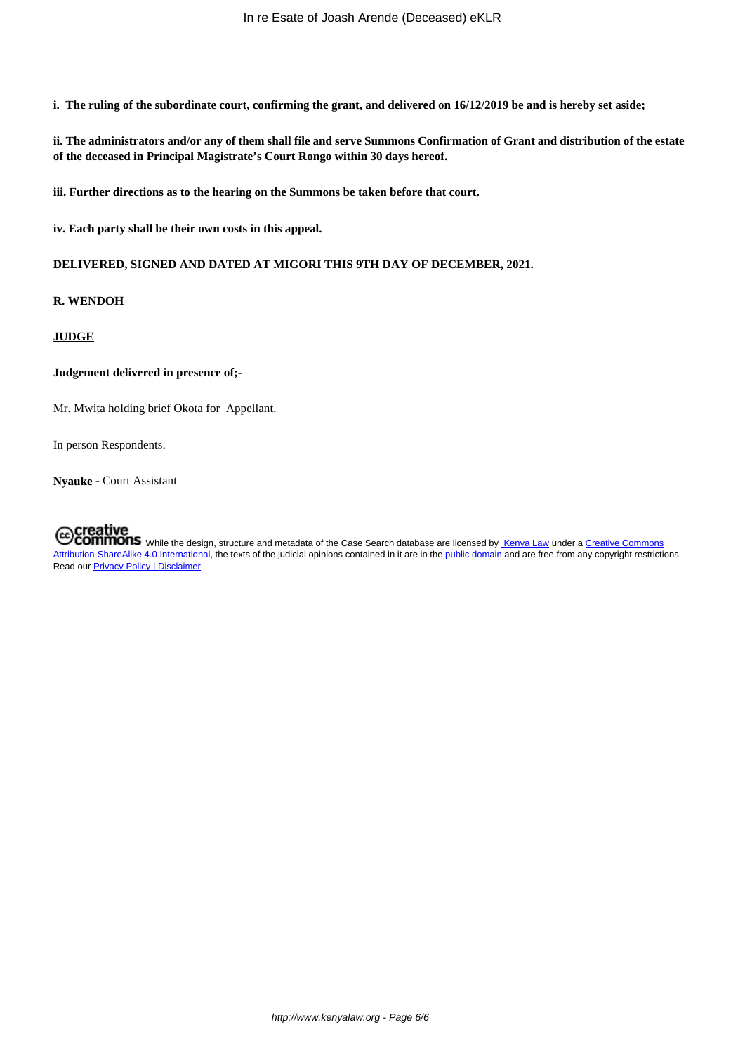**i. The ruling of the subordinate court, confirming the grant, and delivered on 16/12/2019 be and is hereby set aside;**

**ii. The administrators and/or any of them shall file and serve Summons Confirmation of Grant and distribution of the estate of the deceased in Principal Magistrate's Court Rongo within 30 days hereof.**

**iii. Further directions as to the hearing on the Summons be taken before that court.**

**iv. Each party shall be their own costs in this appeal.**

**DELIVERED, SIGNED AND DATED AT MIGORI THIS 9TH DAY OF DECEMBER, 2021.**

**R. WENDOH**

**JUDGE**

**Judgement delivered in presence of;-**

Mr. Mwita holding brief Okota for Appellant.

In person Respondents.

**Nyauke** - Court Assistant

While the design, structure and metadata of the Case Search database are licensed by Kenya Law under a Creative Commons Attribution-ShareAlike 4.0 International, the texts of the judicial opinions contained in it are in the public domain and are free from any copyright restrictions. Read our Privacy Policy | Disclaimer